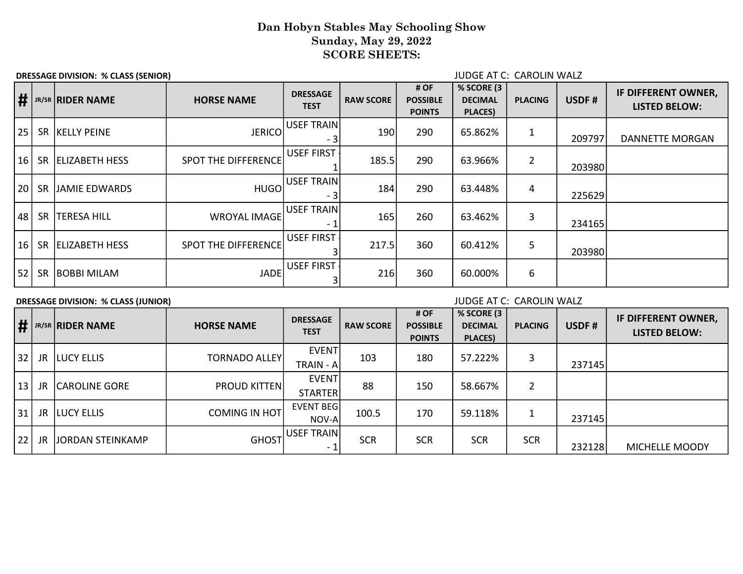# Dan Hobyn Stables May Schooling Show
## Sunday, May 29, 2022
## SCORE SHEETS:

**DRESSAGE DIVISION: % CLASS (SENIOR)** JUDGE AT C: CAROLIN WALZ

| # | JR/SR | RIDER NAME | HORSE NAME | DRESSAGE TEST | RAW SCORE | # OF POSSIBLE POINTS | % SCORE (3 DECIMAL PLACES) | PLACING | USDF # | IF DIFFERENT OWNER, LISTED BELOW: |
|---|---|---|---|---|---|---|---|---|---|---|
| 25 | SR | KELLY PEINE | JERICO | USEF TRAIN - 3 | 190 | 290 | 65.862% | 1 | 209797 | DANNETTE MORGAN |
| 16 | SR | ELIZABETH HESS | SPOT THE DIFFERENCE | USEF FIRST - 1 | 185.5 | 290 | 63.966% | 2 | 203980 | |
| 20 | SR | JAMIE EDWARDS | HUGO | USEF TRAIN - 3 | 184 | 290 | 63.448% | 4 | 225629 | |
| 48 | SR | TERESA HILL | WROYAL IMAGE | USEF TRAIN - 1 | 165 | 260 | 63.462% | 3 | 234165 | |
| 16 | SR | ELIZABETH HESS | SPOT THE DIFFERENCE | USEF FIRST - 3 | 217.5 | 360 | 60.412% | 5 | 203980 | |
| 52 | SR | BOBBI MILAM | JADE | USEF FIRST - 3 | 216 | 360 | 60.000% | 6 | | |

**DRESSAGE DIVISION: % CLASS (JUNIOR)** JUDGE AT C: CAROLIN WALZ

| # | JR/SR | RIDER NAME | HORSE NAME | DRESSAGE TEST | RAW SCORE | # OF POSSIBLE POINTS | % SCORE (3 DECIMAL PLACES) | PLACING | USDF # | IF DIFFERENT OWNER, LISTED BELOW: |
|---|---|---|---|---|---|---|---|---|---|---|
| 32 | JR | LUCY ELLIS | TORNADO ALLEY | EVENT TRAIN - A | 103 | 180 | 57.222% | 3 | 237145 | |
| 13 | JR | CAROLINE GORE | PROUD KITTEN | EVENT STARTER | 88 | 150 | 58.667% | 2 | | |
| 31 | JR | LUCY ELLIS | COMING IN HOT | EVENT BEG NOV-A | 100.5 | 170 | 59.118% | 1 | 237145 | |
| 22 | JR | JORDAN STEINKAMP | GHOST | USEF TRAIN - 1 | SCR | SCR | SCR | SCR | 232128 | MICHELLE MOODY |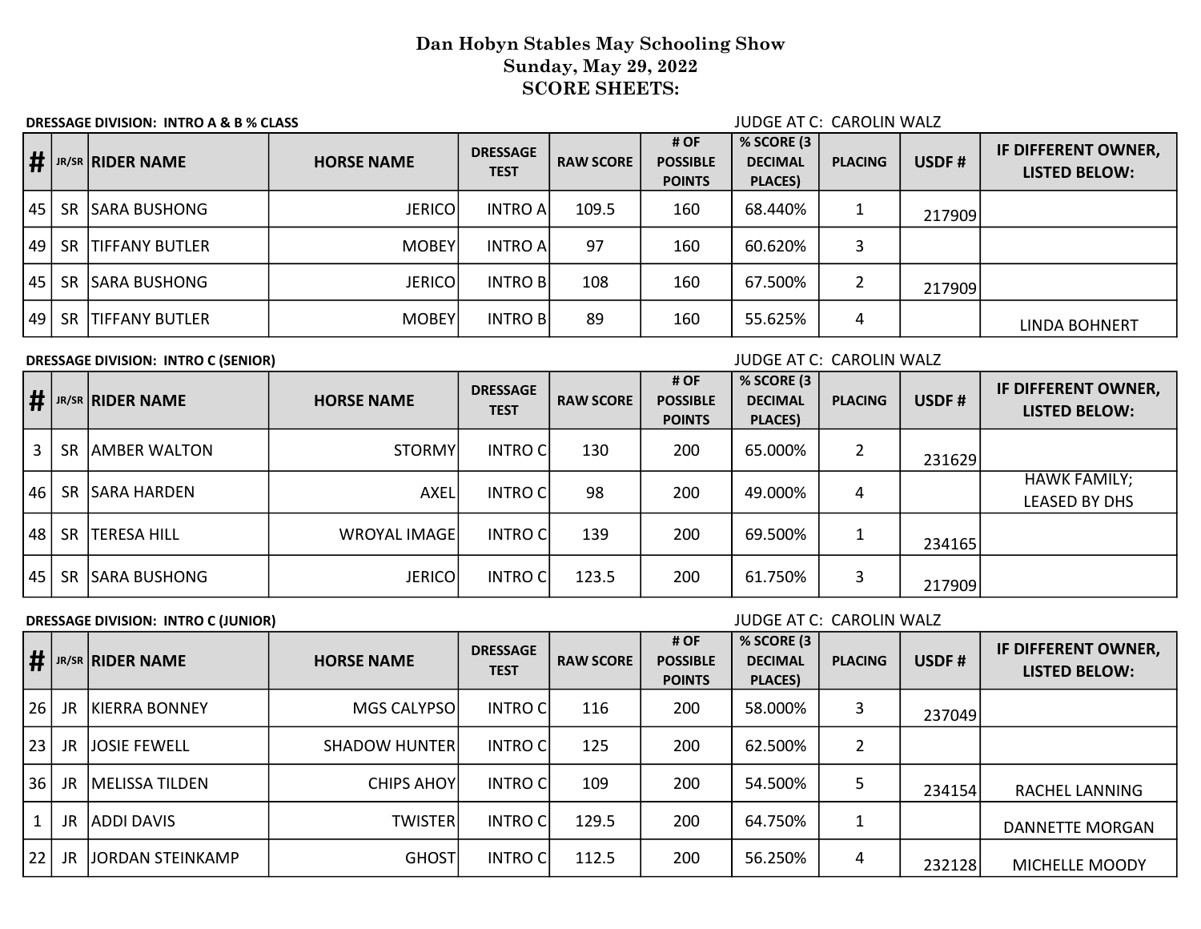# Dan Hobyn Stables May Schooling Show
## Sunday, May 29, 2022
## SCORE SHEETS:

**DRESSAGE DIVISION: INTRO A & B % CLASS** JUDGE AT C: CAROLIN WALZ

| # | JR/SR | RIDER NAME | HORSE NAME | DRESSAGE TEST | RAW SCORE | # OF POSSIBLE POINTS | % SCORE (3 DECIMAL PLACES) | PLACING | USDF # | IF DIFFERENT OWNER, LISTED BELOW: |
|---|---|---|---|---|---|---|---|---|---|---|
| 45 | SR | SARA BUSHONG | JERICO | INTRO A | 109.5 | 160 | 68.440% | 1 | 217909 | |
| 49 | SR | TIFFANY BUTLER | MOBEY | INTRO A | 97 | 160 | 60.620% | 3 | | |
| 45 | SR | SARA BUSHONG | JERICO | INTRO B | 108 | 160 | 67.500% | 2 | 217909 | |
| 49 | SR | TIFFANY BUTLER | MOBEY | INTRO B | 89 | 160 | 55.625% | 4 | | LINDA BOHNERT |

**DRESSAGE DIVISION: INTRO C (SENIOR)** JUDGE AT C: CAROLIN WALZ

| # | JR/SR | RIDER NAME | HORSE NAME | DRESSAGE TEST | RAW SCORE | # OF POSSIBLE POINTS | % SCORE (3 DECIMAL PLACES) | PLACING | USDF # | IF DIFFERENT OWNER, LISTED BELOW: |
|---|---|---|---|---|---|---|---|---|---|---|
| 3 | SR | AMBER WALTON | STORMY | INTRO C | 130 | 200 | 65.000% | 2 | 231629 | |
| 46 | SR | SARA HARDEN | AXEL | INTRO C | 98 | 200 | 49.000% | 4 | | HAWK FAMILY; LEASED BY DHS |
| 48 | SR | TERESA HILL | WROYAL IMAGE | INTRO C | 139 | 200 | 69.500% | 1 | 234165 | |
| 45 | SR | SARA BUSHONG | JERICO | INTRO C | 123.5 | 200 | 61.750% | 3 | 217909 | |

**DRESSAGE DIVISION: INTRO C (JUNIOR)** JUDGE AT C: CAROLIN WALZ

| # | JR/SR | RIDER NAME | HORSE NAME | DRESSAGE TEST | RAW SCORE | # OF POSSIBLE POINTS | % SCORE (3 DECIMAL PLACES) | PLACING | USDF # | IF DIFFERENT OWNER, LISTED BELOW: |
|---|---|---|---|---|---|---|---|---|---|---|
| 26 | JR | KIERRA BONNEY | MGS CALYPSO | INTRO C | 116 | 200 | 58.000% | 3 | 237049 | |
| 23 | JR | JOSIE FEWELL | SHADOW HUNTER | INTRO C | 125 | 200 | 62.500% | 2 | | |
| 36 | JR | MELISSA TILDEN | CHIPS AHOY | INTRO C | 109 | 200 | 54.500% | 5 | 234154 | RACHEL LANNING |
| 1 | JR | ADDI DAVIS | TWISTER | INTRO C | 129.5 | 200 | 64.750% | 1 | | DANNETTE MORGAN |
| 22 | JR | JORDAN STEINKAMP | GHOST | INTRO C | 112.5 | 200 | 56.250% | 4 | 232128 | MICHELLE MOODY |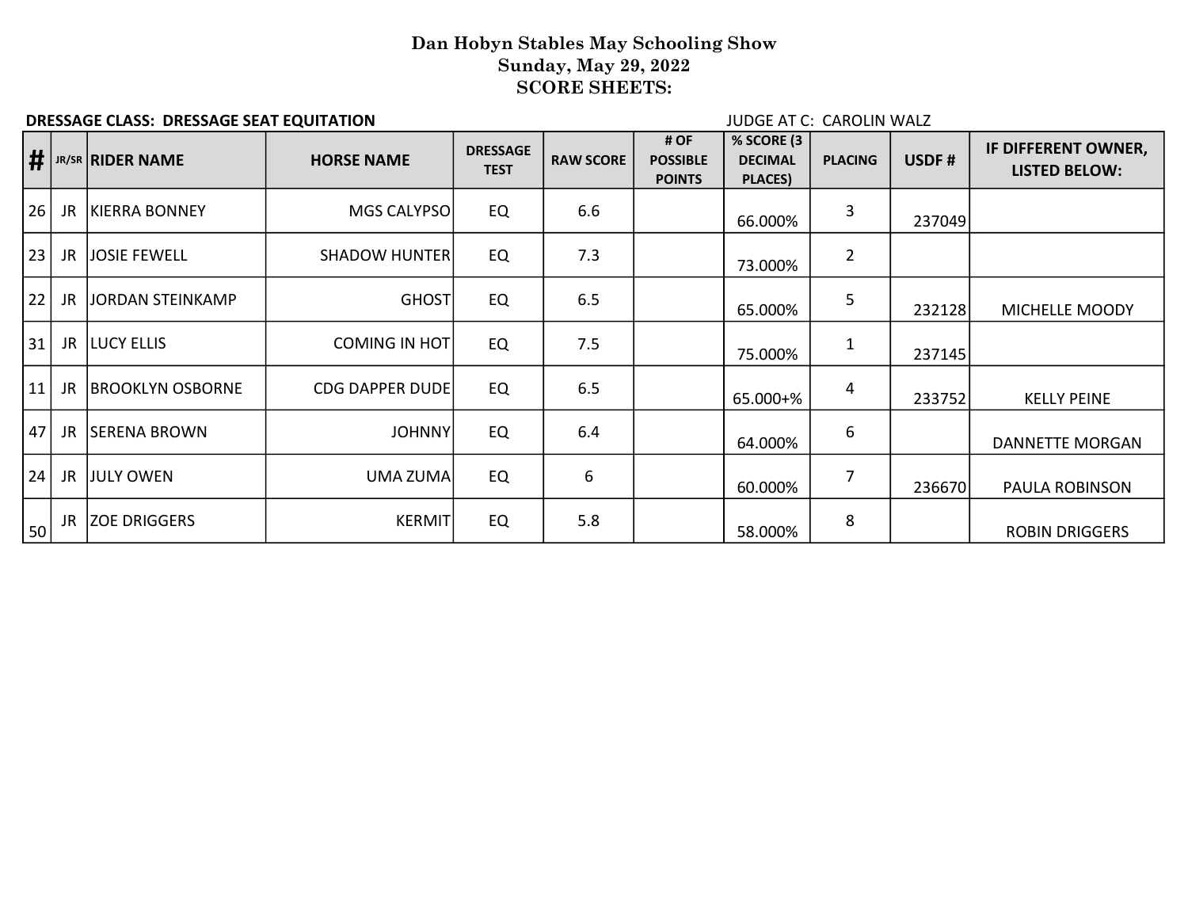**Dan Hobyn Stables May Schooling Show**
**Sunday, May 29, 2022**
**SCORE SHEETS:**

**DRESSAGE CLASS: DRESSAGE SEAT EQUITATION** JUDGE AT C: CAROLIN WALZ

| # | JR/SR | RIDER NAME | HORSE NAME | DRESSAGE TEST | RAW SCORE | # OF POSSIBLE POINTS | % SCORE (3 DECIMAL PLACES) | PLACING | USDF # | IF DIFFERENT OWNER, LISTED BELOW: |
|---|---|---|---|---|---|---|---|---|---|---|
| 26 | JR | KIERRA BONNEY | MGS CALYPSO | EQ | 6.6 | | 66.000% | 3 | 237049 | |
| 23 | JR | JOSIE FEWELL | SHADOW HUNTER | EQ | 7.3 | | 73.000% | 2 | | |
| 22 | JR | JORDAN STEINKAMP | GHOST | EQ | 6.5 | | 65.000% | 5 | 232128 | MICHELLE MOODY |
| 31 | JR | LUCY ELLIS | COMING IN HOT | EQ | 7.5 | | 75.000% | 1 | 237145 | |
| 11 | JR | BROOKLYN OSBORNE | CDG DAPPER DUDE | EQ | 6.5 | | 65.000+% | 4 | 233752 | KELLY PEINE |
| 47 | JR | SERENA BROWN | JOHNNY | EQ | 6.4 | | 64.000% | 6 | | DANNETTE MORGAN |
| 24 | JR | JULY OWEN | UMA ZUMA | EQ | 6 | | 60.000% | 7 | 236670 | PAULA ROBINSON |
| 50 | JR | ZOE DRIGGERS | KERMIT | EQ | 5.8 | | 58.000% | 8 | | ROBIN DRIGGERS |